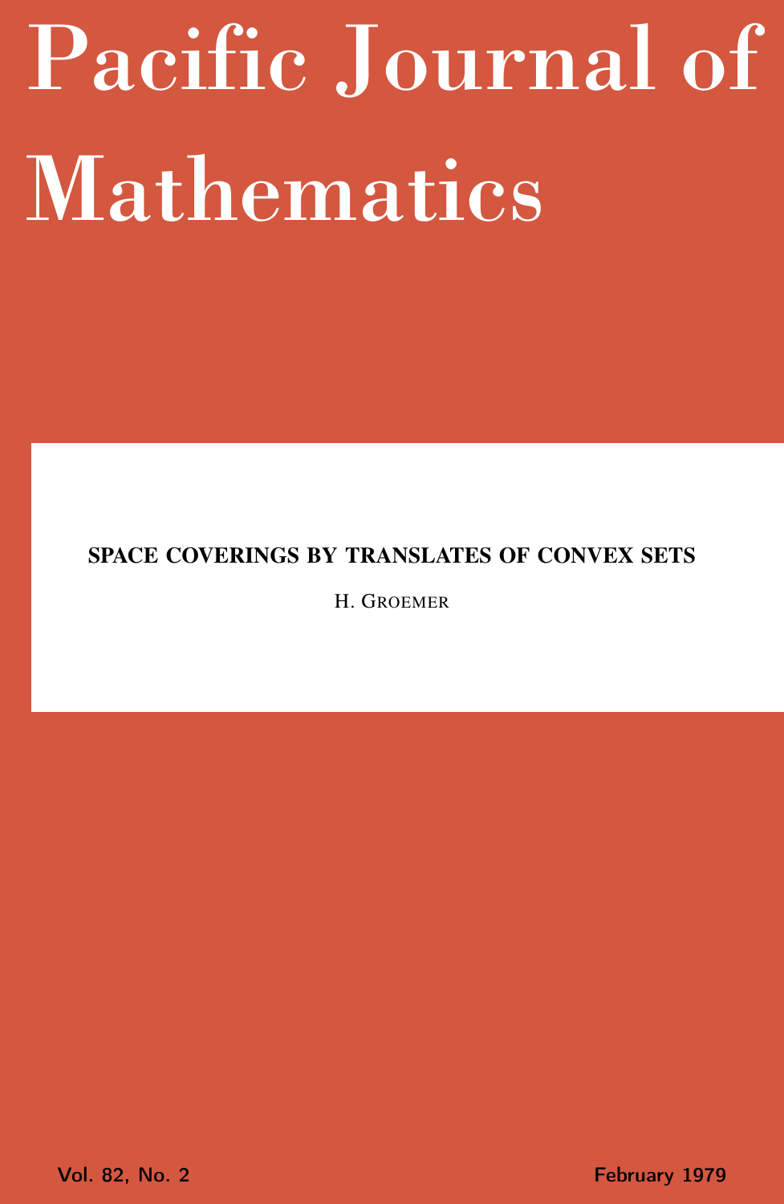# Pacific Journal of Mathematics

**SPACE COVERINGS BY TRANSLATES OF CONVEX SETS**

H. GROEMER

Vol. 82, No. 2 February 1979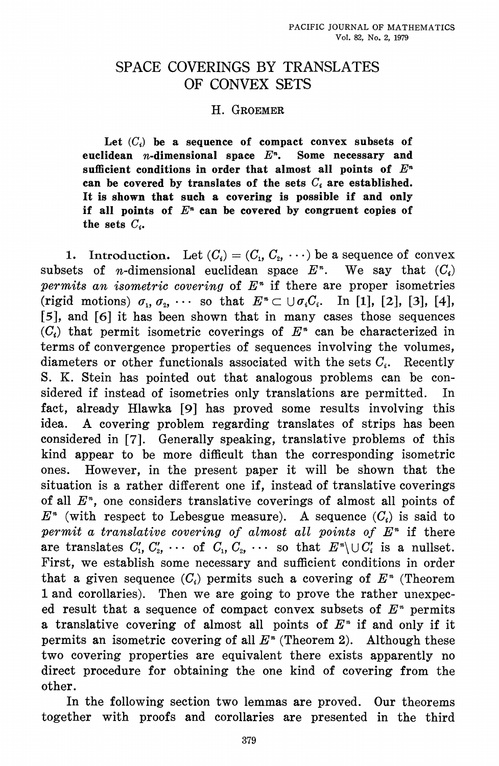# SPACE COVERINGS BY TRANSLATES OF CONVEX SETS

H. GROEMER

**Let $(C_i)$ be a sequence of compact convex subsets of euclidean $n$-dimensional space $E^n$. Some necessary and sufficient conditions in order that almost all points of $E^n$ can be covered by translates of the sets $C_i$ are established. It is shown that such a covering is possible if and only if all points of $E^n$ can be covered by congruent copies of the sets $C_i$.**

1. **Introduction.** Let $(C_i) = (C_1, C_2, \cdots)$ be a sequence of convex subsets of $n$-dimensional euclidean space $E^n$. We say that $(C_i)$ *permits an isometric covering* of $E^n$ if there are proper isometries (rigid motions) $\sigma_1, \sigma_2, \cdots$ so that $E^n \subset \cup \sigma_i C_i$. In [1], [2], [3], [4], [5], and [6] it has been shown that in many cases those sequences $(C_i)$ that permit isometric coverings of $E^n$ can be characterized in terms of convergence properties of sequences involving the volumes, diameters or other functionals associated with the sets $C_i$. Recently S. K. Stein has pointed out that analogous problems can be considered if instead of isometries only translations are permitted. In fact, already Hlawka [9] has proved some results involving this idea. A covering problem regarding translates of strips has been considered in [7]. Generally speaking, translative problems of this kind appear to be more difficult than the corresponding isometric ones. However, in the present paper it will be shown that the situation is a rather different one if, instead of translative coverings of all $E^n$, one considers translative coverings of almost all points of $E^n$ (with respect to Lebesgue measure). A sequence $(C_i)$ is said to *permit a translative covering of almost all points of* $E^n$ if there are translates $C'_1, C'_2, \cdots$ of $C_1, C_2, \cdots$ so that $E^n \setminus \cup C'_i$ is a nullset. First, we establish some necessary and sufficient conditions in order that a given sequence $(C_i)$ permits such a covering of $E^n$ (Theorem 1 and corollaries). Then we are going to prove the rather unexpeced result that a sequence of compact convex subsets of $E^n$ permits a translative covering of almost all points of $E^n$ if and only if it permits an isometric covering of all $E^n$ (Theorem 2). Although these two covering properties are equivalent there exists apparently no direct procedure for obtaining the one kind of covering from the other.

In the following section two lemmas are proved. Our theorems together with proofs and corollaries are presented in the third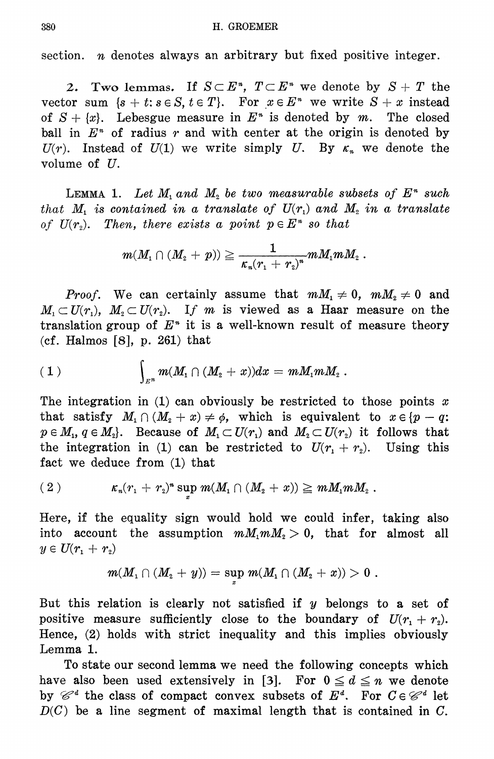section. $n$ denotes always an arbitrary but fixed positive integer.

## 2. Two lemmas.

If $S \subset E^n$, $T \subset E^n$ we denote by $S + T$ the vector sum $\{s + t : s \in S, t \in T\}$. For $x \in E^n$ we write $S + x$ instead of $S + \{x\}$. Lebesgue measure in $E^n$ is denoted by $m$. The closed ball in $E^n$ of radius $r$ and with center at the origin is denoted by $U(r)$. Instead of $U(1)$ we write simply $U$. By $\kappa_n$ we denote the volume of $U$.

LEMMA 1. *Let $M_1$ and $M_2$ be two measurable subsets of $E^n$ such that $M_1$ is contained in a translate of $U(r_1)$ and $M_2$ in a translate of $U(r_2)$. Then, there exists a point $p \in E^n$ so that*

$$m(M_1 \cap (M_2 + p)) \geqq \frac{1}{\kappa_n (r_1 + r_2)^n} mM_1 mM_2 .$$

*Proof.* We can certainly assume that $mM_1 \neq 0$, $mM_2 \neq 0$ and $M_1 \subset U(r_1)$, $M_2 \subset U(r_2)$. If $m$ is viewed as a Haar measure on the translation group of $E^n$ it is a well-known result of measure theory (cf. Halmos [8], p. 261) that

$$(1) \qquad \int_{E^n} m(M_1 \cap (M_2 + x)) dx = mM_1 mM_2 .$$

The integration in (1) can obviously be restricted to those points $x$ that satisfy $M_1 \cap (M_2 + x) \neq \phi$, which is equivalent to $x \in \{p - q : p \in M_1, q \in M_2\}$. Because of $M_1 \subset U(r_1)$ and $M_2 \subset U(r_2)$ it follows that the integration in (1) can be restricted to $U(r_1 + r_2)$. Using this fact we deduce from (1) that

$$(2) \qquad \kappa_n (r_1 + r_2)^n \sup_x m(M_1 \cap (M_2 + x)) \geqq mM_1 mM_2 .$$

Here, if the equality sign would hold we could infer, taking also into account the assumption $mM_1 mM_2 > 0$, that for almost all $y \in U(r_1 + r_2)$

$$m(M_1 \cap (M_2 + y)) = \sup_x m(M_1 \cap (M_2 + x)) > 0 .$$

But this relation is clearly not satisfied if $y$ belongs to a set of positive measure sufficiently close to the boundary of $U(r_1 + r_2)$. Hence, (2) holds with strict inequality and this implies obviously Lemma 1.

To state our second lemma we need the following concepts which have also been used extensively in [3]. For $0 \leqq d \leqq n$ we denote by $\mathscr{C}^d$ the class of compact convex subsets of $E^d$. For $C \in \mathscr{C}^d$ let $D(C)$ be a line segment of maximal length that is contained in $C$.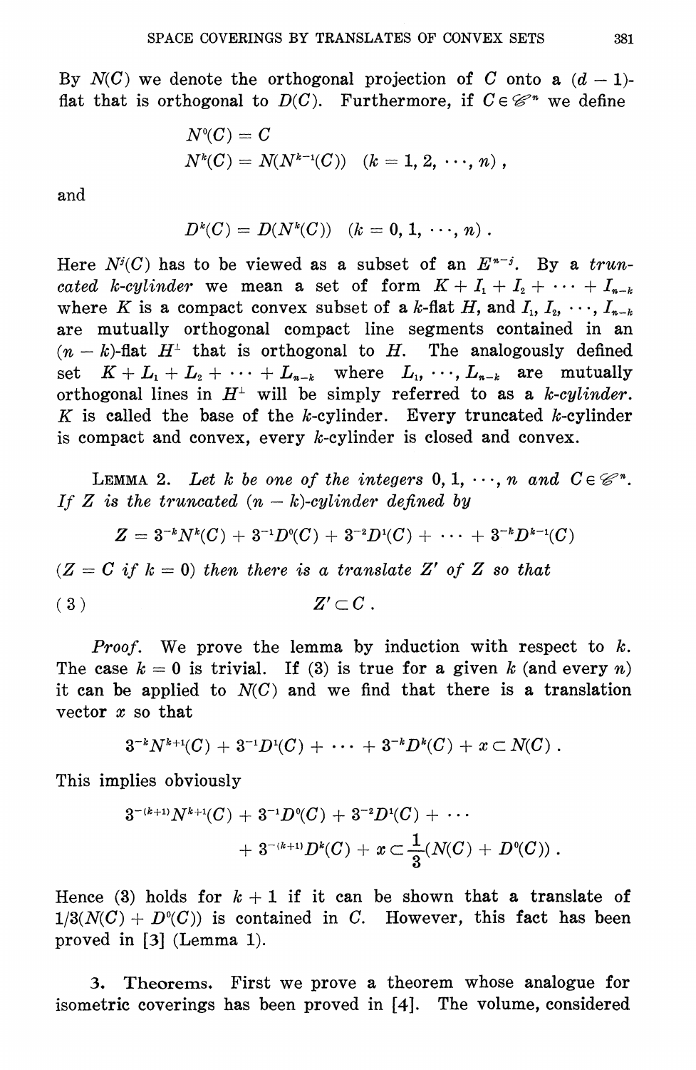By $N(C)$ we denote the orthogonal projection of $C$ onto a $(d-1)$-flat that is orthogonal to $D(C)$. Furthermore, if $C \in \mathscr{C}^n$ we define

$$N^0(C) = C$$
$$N^k(C) = N(N^{k-1}(C)) \quad (k = 1, 2, \cdots, n),$$

and

$$D^k(C) = D(N^k(C)) \quad (k = 0, 1, \cdots, n).$$

Here $N^j(C)$ has to be viewed as a subset of an $E^{n-j}$. By a *truncated $k$-cylinder* we mean a set of form $K + I_1 + I_2 + \cdots + I_{n-k}$ where $K$ is a compact convex subset of a $k$-flat $H$, and $I_1, I_2, \cdots, I_{n-k}$ are mutually orthogonal compact line segments contained in an $(n-k)$-flat $H^\perp$ that is orthogonal to $H$. The analogously defined set $K + L_1 + L_2 + \cdots + L_{n-k}$ where $L_1, \cdots, L_{n-k}$ are mutually orthogonal lines in $H^\perp$ will be simply referred to as a *$k$-cylinder*. $K$ is called the base of the $k$-cylinder. Every truncated $k$-cylinder is compact and convex, every $k$-cylinder is closed and convex.

LEMMA 2. *Let $k$ be one of the integers $0, 1, \cdots, n$ and $C \in \mathscr{C}^n$. If $Z$ is the truncated $(n-k)$-cylinder defined by*

$$Z = 3^{-k}N^k(C) + 3^{-1}D^0(C) + 3^{-2}D^1(C) + \cdots + 3^{-k}D^{k-1}(C)$$

*($Z = C$ if $k = 0$) then there is a translate $Z'$ of $Z$ so that*

$$Z' \subset C. \tag{3}$$

*Proof.* We prove the lemma by induction with respect to $k$. The case $k = 0$ is trivial. If (3) is true for a given $k$ (and every $n$) it can be applied to $N(C)$ and we find that there is a translation vector $x$ so that

$$3^{-k}N^{k+1}(C) + 3^{-1}D^1(C) + \cdots + 3^{-k}D^k(C) + x \subset N(C).$$

This implies obviously

$$3^{-(k+1)}N^{k+1}(C) + 3^{-1}D^0(C) + 3^{-2}D^1(C) + \cdots + 3^{-(k+1)}D^k(C) + x \subset \frac{1}{3}(N(C) + D^0(C)).$$

Hence (3) holds for $k+1$ if it can be shown that a translate of $1/3(N(C) + D^0(C))$ is contained in $C$. However, this fact has been proved in [3] (Lemma 1).

**3. Theorems.** First we prove a theorem whose analogue for isometric coverings has been proved in [4]. The volume, considered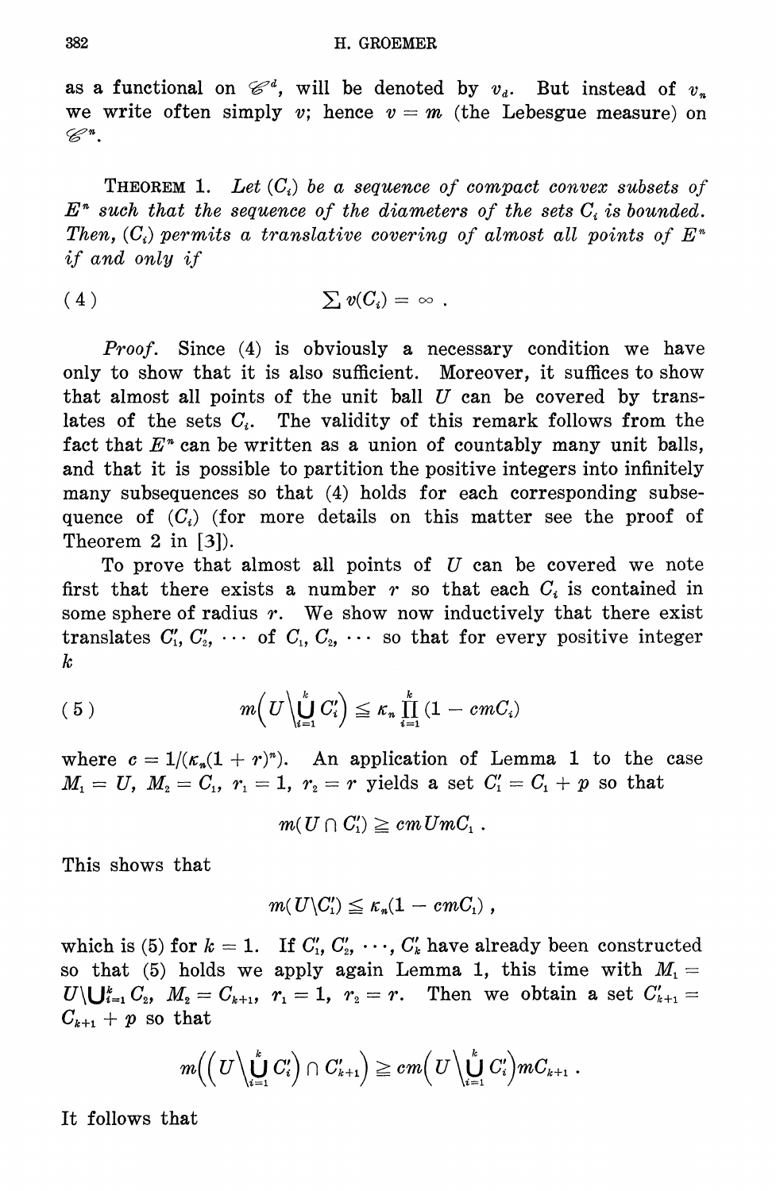as a functional on $\mathscr{C}^d$, will be denoted by $v_d$. But instead of $v_n$ we write often simply $v$; hence $v = m$ (the Lebesgue measure) on $\mathscr{C}^n$.

THEOREM 1. *Let $(C_i)$ be a sequence of compact convex subsets of $E^n$ such that the sequence of the diameters of the sets $C_i$ is bounded. Then, $(C_i)$ permits a translative covering of almost all points of $E^n$ if and only if*

$$\sum v(C_i) = \infty \,. \tag{4}$$

*Proof.* Since (4) is obviously a necessary condition we have only to show that it is also sufficient. Moreover, it suffices to show that almost all points of the unit ball $U$ can be covered by translates of the sets $C_i$. The validity of this remark follows from the fact that $E^n$ can be written as a union of countably many unit balls, and that it is possible to partition the positive integers into infinitely many subsequences so that (4) holds for each corresponding subsequence of $(C_i)$ (for more details on this matter see the proof of Theorem 2 in [3]).

To prove that almost all points of $U$ can be covered we note first that there exists a number $r$ so that each $C_i$ is contained in some sphere of radius $r$. We show now inductively that there exist translates $C_1', C_2', \cdots$ of $C_1, C_2, \cdots$ so that for every positive integer $k$

$$m\Big(U \Big\backslash \bigcup_{i=1}^{k} C_i'\Big) \leqq \kappa_n \prod_{i=1}^{k} (1 - cmC_i) \tag{5}$$

where $c = 1/(\kappa_n(1+r)^n)$. An application of Lemma 1 to the case $M_1 = U$, $M_2 = C_1$, $r_1 = 1$, $r_2 = r$ yields a set $C_1' = C_1 + p$ so that

$$m(U \cap C_1') \geqq cmUmC_1 \,.$$

This shows that

$$m(U \backslash C_1') \leqq \kappa_n(1 - cmC_1) \,,$$

which is (5) for $k = 1$. If $C_1', C_2', \cdots, C_k'$ have already been constructed so that (5) holds we apply again Lemma 1, this time with $M_1 = U \backslash \bigcup_{i=1}^{k} C_2$, $M_2 = C_{k+1}$, $r_1 = 1$, $r_2 = r$. Then we obtain a set $C_{k+1}' = C_{k+1} + p$ so that

$$m\Big(\Big(U \Big\backslash \bigcup_{i=1}^{k} C_i'\Big) \cap C_{k+1}'\Big) \geqq cm\Big(U \Big\backslash \bigcup_{i=1}^{k} C_i'\Big) mC_{k+1} \,.$$

It follows that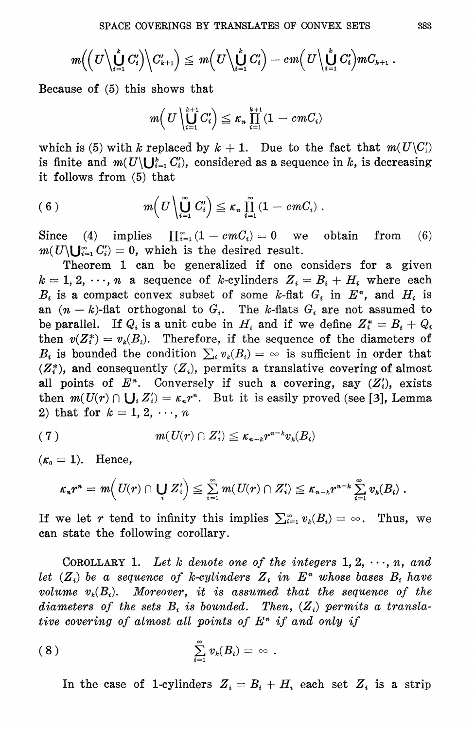$$m\Big(\Big(U\setminus\bigcup_{i=1}^{k} C_i'\Big)\setminus C_{k+1}'\Big) \leqq m\Big(U\setminus\bigcup_{i=1}^{k} C_i'\Big) - cm\Big(U\setminus\bigcup_{i=1}^{k} C_i'\Big) mC_{k+1} .$$

Because of (5) this shows that

$$m\Big(U\setminus\bigcup_{i=1}^{k+1} C_i'\Big) \leqq \kappa_n \prod_{i=1}^{k+1}(1 - cmC_i)$$

which is (5) with $k$ replaced by $k+1$. Due to the fact that $m(U\setminus C_1')$ is finite and $m(U\setminus\bigcup_{i=1}^{k} C_i')$, considered as a sequence in $k$, is decreasing it follows from (5) that

$$m\Big(U\setminus\bigcup_{i=1}^{\infty} C_i'\Big) \leqq \kappa_n \prod_{i=1}^{\infty}(1 - cmC_i) . \tag{6}$$

Since (4) implies $\prod_{i=1}^{\infty}(1 - cmC_i) = 0$ we obtain from (6) $m(U\setminus\bigcup_{i=1}^{\infty} C_i') = 0$, which is the desired result.

Theorem 1 can be generalized if one considers for a given $k = 1, 2, \cdots, n$ a sequence of $k$-cylinders $Z_i = B_i + H_i$ where each $B_i$ is a compact convex subset of some $k$-flat $G_i$ in $E^n$, and $H_i$ is an $(n-k)$-flat orthogonal to $G_i$. The $k$-flats $G_i$ are not assumed to be parallel. If $Q_i$ is a unit cube in $H_i$ and if we define $Z_i^* = B_i + Q_i$ then $v(Z_i^*) = v_k(B_i)$. Therefore, if the sequence of the diameters of $B_i$ is bounded the condition $\sum_i v_k(B_i) = \infty$ is sufficient in order that $(Z_i^*)$, and consequently $(Z_i)$, permits a translative covering of almost all points of $E^n$. Conversely if such a covering, say $(Z_i')$, exists then $m(U(r) \cap \bigcup_i Z_i') = \kappa_n r^n$. But it is easily proved (see [3], Lemma 2) that for $k = 1, 2, \cdots, n$

$$m(U(r) \cap Z_i') \leqq \kappa_{n-k} r^{n-k} v_k(B_i) \tag{7}$$

($\kappa_0 = 1$). Hence,

$$\kappa_n r^n = m\Big(U(r) \cap \bigcup_i Z_i'\Big) \leqq \sum_{i=1}^{\infty} m(U(r) \cap Z_i') \leqq \kappa_{n-k} r^{n-k} \sum_{i=1}^{\infty} v_k(B_i) .$$

If we let $r$ tend to infinity this implies $\sum_{i=1}^{\infty} v_k(B_i) = \infty$. Thus, we can state the following corollary.

COROLLARY 1. *Let $k$ denote one of the integers $1, 2, \cdots, n$, and let $(Z_i)$ be a sequence of $k$-cylinders $Z_i$ in $E^n$ whose bases $B_i$ have volume $v_k(B_i)$. Moreover, it is assumed that the sequence of the diameters of the sets $B_i$ is bounded. Then, $(Z_i)$ permits a translative covering of almost all points of $E^n$ if and only if*

$$\sum_{i=1}^{\infty} v_k(B_i) = \infty . \tag{8}$$

In the case of 1-cylinders $Z_i = B_i + H_i$ each set $Z_i$ is a strip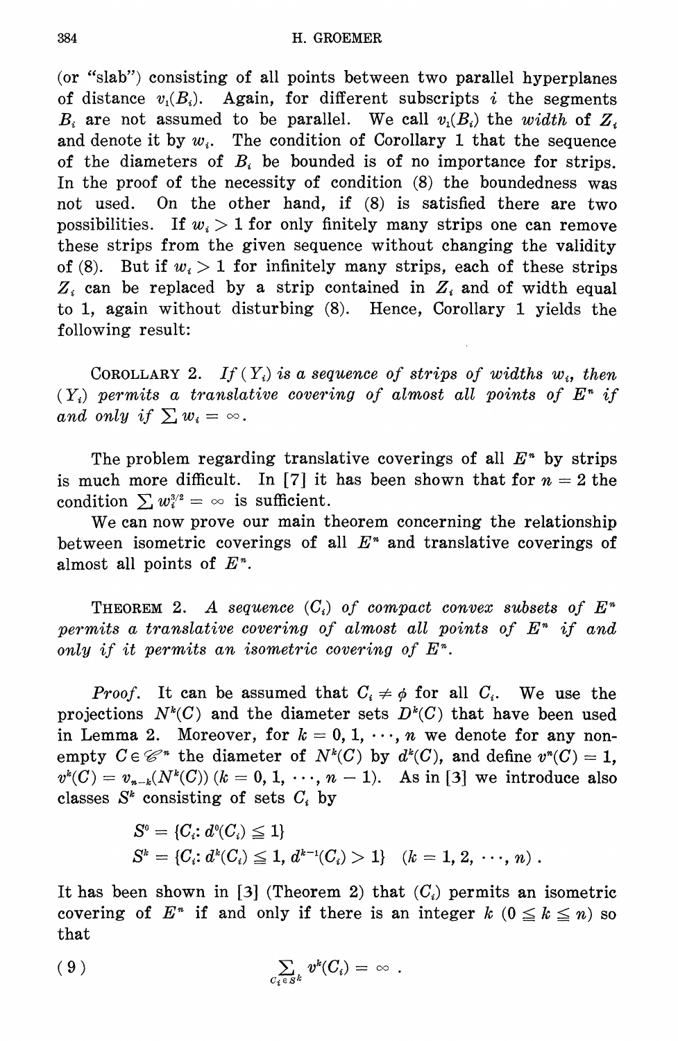(or "slab") consisting of all points between two parallel hyperplanes of distance $v_1(B_i)$. Again, for different subscripts $i$ the segments $B_i$ are not assumed to be parallel. We call $v_1(B_i)$ the *width* of $Z_i$ and denote it by $w_i$. The condition of Corollary 1 that the sequence of the diameters of $B_i$ be bounded is of no importance for strips. In the proof of the necessity of condition (8) the boundedness was not used. On the other hand, if (8) is satisfied there are two possibilities. If $w_i > 1$ for only finitely many strips one can remove these strips from the given sequence without changing the validity of (8). But if $w_i > 1$ for infinitely many strips, each of these strips $Z_i$ can be replaced by a strip contained in $Z_i$ and of width equal to 1, again without disturbing (8). Hence, Corollary 1 yields the following result:

COROLLARY 2. *If $(Y_i)$ is a sequence of strips of widths $w_i$, then $(Y_i)$ permits a translative covering of almost all points of $E^n$ if and only if $\sum w_i = \infty$.*

The problem regarding translative coverings of all $E^n$ by strips is much more difficult. In [7] it has been shown that for $n = 2$ the condition $\sum w_i^{3/2} = \infty$ is sufficient.

We can now prove our main theorem concerning the relationship between isometric coverings of all $E^n$ and translative coverings of almost all points of $E^n$.

THEOREM 2. *A sequence $(C_i)$ of compact convex subsets of $E^n$ permits a translative covering of almost all points of $E^n$ if and only if it permits an isometric covering of $E^n$.*

*Proof.* It can be assumed that $C_i \neq \phi$ for all $C_i$. We use the projections $N^k(C)$ and the diameter sets $D^k(C)$ that have been used in Lemma 2. Moreover, for $k = 0, 1, \cdots, n$ we denote for any non-empty $C \in \mathscr{C}^n$ the diameter of $N^k(C)$ by $d^k(C)$, and define $v^n(C) = 1$, $v^k(C) = v_{n-k}(N^k(C))$ $(k = 0, 1, \cdots, n-1)$. As in [3] we introduce also classes $S^k$ consisting of sets $C_i$ by

$$S^0 = \{C_i : d^0(C_i) \leqq 1\}$$
$$S^k = \{C_i : d^k(C_i) \leqq 1,\ d^{k-1}(C_i) > 1\} \quad (k = 1, 2, \cdots, n)\ .$$

It has been shown in [3] (Theorem 2) that $(C_i)$ permits an isometric covering of $E^n$ if and only if there is an integer $k$ $(0 \leqq k \leqq n)$ so that

$$\sum_{C_i \in S^k} v^k(C_i) = \infty\ . \tag{9}$$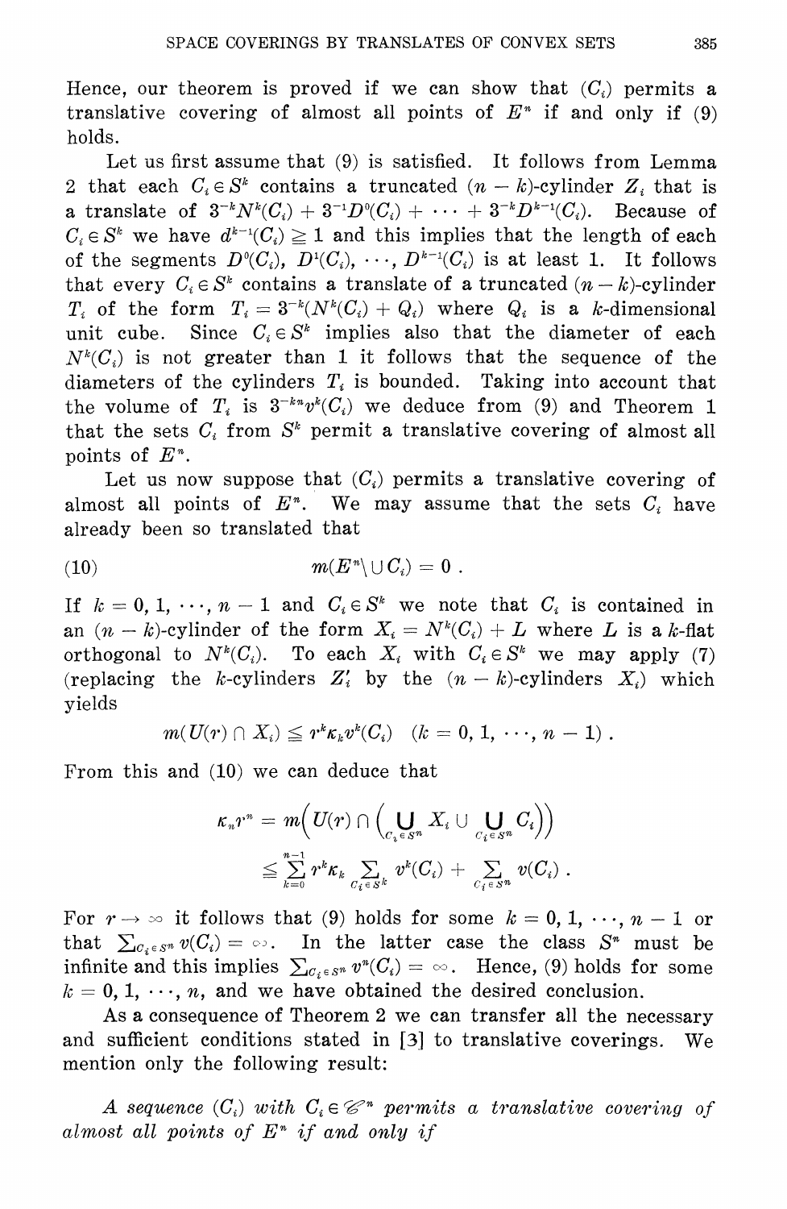Hence, our theorem is proved if we can show that $(C_i)$ permits a translative covering of almost all points of $E^n$ if and only if (9) holds.

Let us first assume that (9) is satisfied. It follows from Lemma 2 that each $C_i \in S^k$ contains a truncated $(n-k)$-cylinder $Z_i$ that is a translate of $3^{-k}N^k(C_i) + 3^{-1}D^0(C_i) + \cdots + 3^{-k}D^{k-1}(C_i)$. Because of $C_i \in S^k$ we have $d^{k-1}(C_i) \geqq 1$ and this implies that the length of each of the segments $D^0(C_i), D^1(C_i), \cdots, D^{k-1}(C_i)$ is at least 1. It follows that every $C_i \in S^k$ contains a translate of a truncated $(n-k)$-cylinder $T_i$ of the form $T_i = 3^{-k}(N^k(C_i) + Q_i)$ where $Q_i$ is a $k$-dimensional unit cube. Since $C_i \in S^k$ implies also that the diameter of each $N^k(C_i)$ is not greater than 1 it follows that the sequence of the diameters of the cylinders $T_i$ is bounded. Taking into account that the volume of $T_i$ is $3^{-kn}v^k(C_i)$ we deduce from (9) and Theorem 1 that the sets $C_i$ from $S^k$ permit a translative covering of almost all points of $E^n$.

Let us now suppose that $(C_i)$ permits a translative covering of almost all points of $E^n$. We may assume that the sets $C_i$ have already been so translated that

$$m(E^n \setminus \cup C_i) = 0 . \tag{10}$$

If $k = 0, 1, \cdots, n-1$ and $C_i \in S^k$ we note that $C_i$ is contained in an $(n-k)$-cylinder of the form $X_i = N^k(C_i) + L$ where $L$ is a $k$-flat orthogonal to $N^k(C_i)$. To each $X_i$ with $C_i \in S^k$ we may apply (7) (replacing the $k$-cylinders $Z_i'$ by the $(n-k)$-cylinders $X_i$) which yields

$$m(U(r) \cap X_i) \leqq r^k \kappa_k v^k(C_i) \quad (k = 0, 1, \cdots, n-1) .$$

From this and (10) we can deduce that

$$\begin{aligned}\kappa_n r^n &= m\Big(U(r) \cap \Big(\bigcup_{C_i \in S^n} X_i \cup \bigcup_{C_i \in S^n} C_i\Big)\Big) \\ &\leqq \sum_{k=0}^{n-1} r^k \kappa_k \sum_{C_i \in S^k} v^k(C_i) + \sum_{C_i \in S^n} v(C_i) .\end{aligned}$$

For $r \to \infty$ it follows that (9) holds for some $k = 0, 1, \cdots, n-1$ or that $\sum_{C_i \in S^n} v(C_i) = \infty$. In the latter case the class $S^n$ must be infinite and this implies $\sum_{C_i \in S^n} v^n(C_i) = \infty$. Hence, (9) holds for some $k = 0, 1, \cdots, n$, and we have obtained the desired conclusion.

As a consequence of Theorem 2 we can transfer all the necessary and sufficient conditions stated in [3] to translative coverings. We mention only the following result:

*A sequence $(C_i)$ with $C_i \in \mathscr{C}^n$ permits a translative covering of almost all points of $E^n$ if and only if*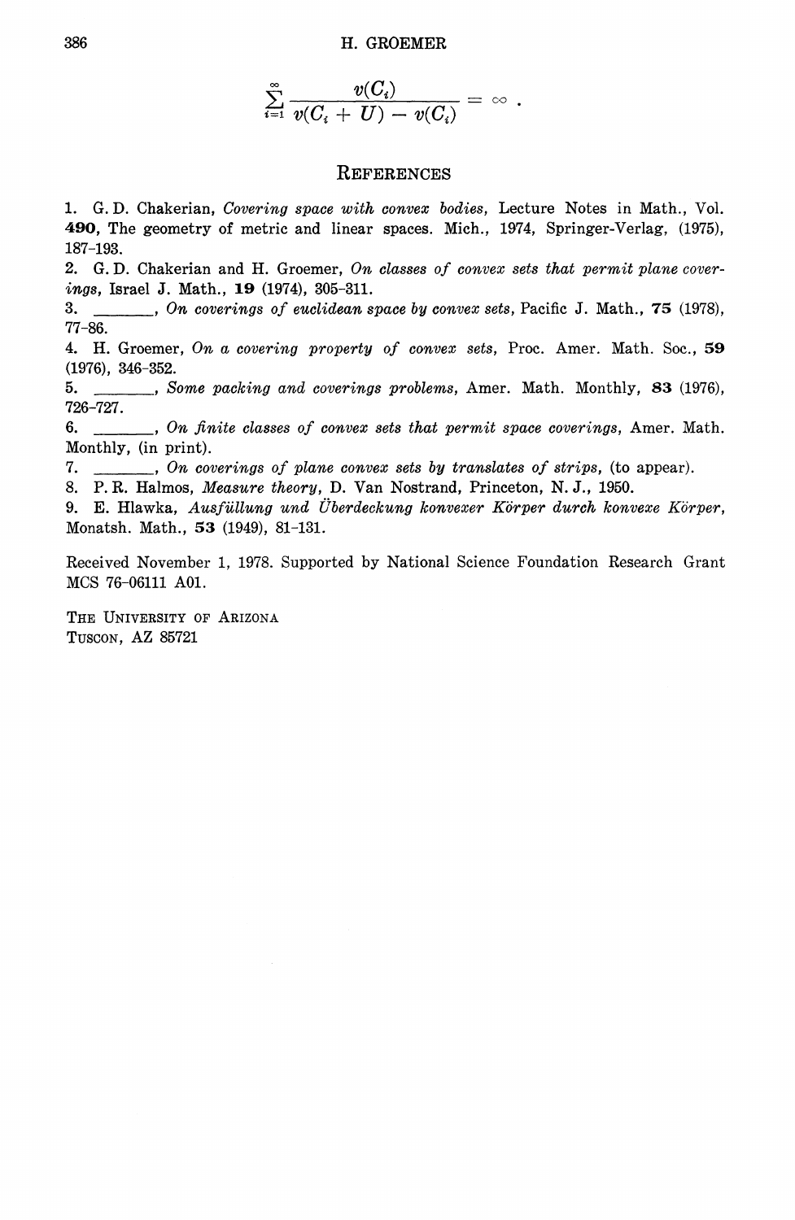$$\sum_{i=1}^{\infty} \frac{v(C_i)}{v(C_i + U) - v(C_i)} = \infty .$$

## References

1. G. D. Chakerian, *Covering space with convex bodies*, Lecture Notes in Math., Vol. **490**, The geometry of metric and linear spaces. Mich., 1974, Springer-Verlag, (1975), 187–193.
2. G. D. Chakerian and H. Groemer, *On classes of convex sets that permit plane coverings*, Israel J. Math., **19** (1974), 305–311.
3. ———, *On coverings of euclidean space by convex sets*, Pacific J. Math., **75** (1978), 77–86.
4. H. Groemer, *On a covering property of convex sets*, Proc. Amer. Math. Soc., **59** (1976), 346–352.
5. ———, *Some packing and coverings problems*, Amer. Math. Monthly, **83** (1976), 726–727.
6. ———, *On finite classes of convex sets that permit space coverings*, Amer. Math. Monthly, (in print).
7. ———, *On coverings of plane convex sets by translates of strips*, (to appear).
8. P. R. Halmos, *Measure theory*, D. Van Nostrand, Princeton, N. J., 1950.
9. E. Hlawka, *Ausfüllung und Überdeckung konvexer Körper durch konvexe Körper*, Monatsh. Math., **53** (1949), 81–131.

Received November 1, 1978. Supported by National Science Foundation Research Grant MCS 76-06111 A01.

THE UNIVERSITY OF ARIZONA
TUSCON, AZ 85721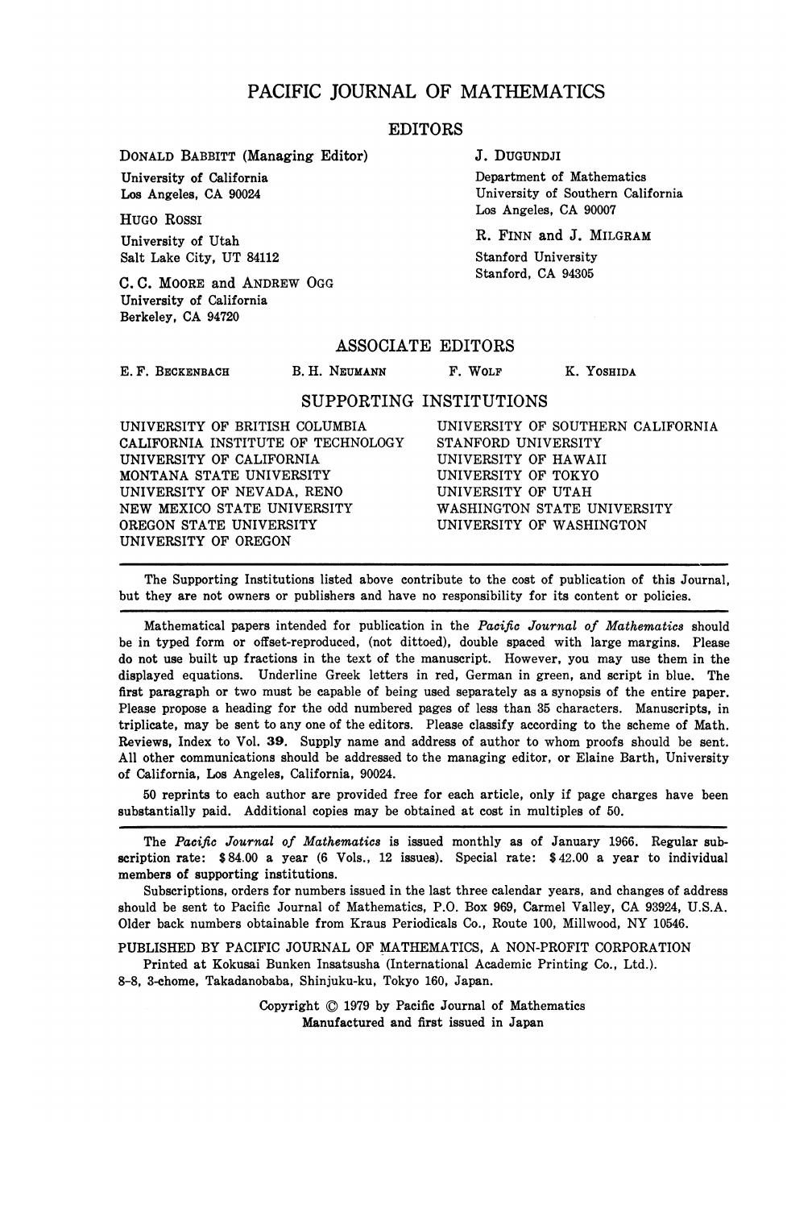# PACIFIC JOURNAL OF MATHEMATICS

## EDITORS

DONALD BABBITT (Managing Editor)
University of California
Los Angeles, CA 90024

HUGO ROSSI
University of Utah
Salt Lake City, UT 84112

C. C. MOORE and ANDREW OGG
University of California
Berkeley, CA 94720

J. DUGUNDJI
Department of Mathematics
University of Southern California
Los Angeles, CA 90007

R. FINN and J. MILGRAM
Stanford University
Stanford, CA 94305

## ASSOCIATE EDITORS

E. F. BECKENBACH B. H. NEUMANN F. WOLF K. YOSHIDA

## SUPPORTING INSTITUTIONS

UNIVERSITY OF BRITISH COLUMBIA
CALIFORNIA INSTITUTE OF TECHNOLOGY
UNIVERSITY OF CALIFORNIA
MONTANA STATE UNIVERSITY
UNIVERSITY OF NEVADA, RENO
NEW MEXICO STATE UNIVERSITY
OREGON STATE UNIVERSITY
UNIVERSITY OF OREGON
UNIVERSITY OF SOUTHERN CALIFORNIA
STANFORD UNIVERSITY
UNIVERSITY OF HAWAII
UNIVERSITY OF TOKYO
UNIVERSITY OF UTAH
WASHINGTON STATE UNIVERSITY
UNIVERSITY OF WASHINGTON

---

The Supporting Institutions listed above contribute to the cost of publication of this Journal, but they are not owners or publishers and have no responsibility for its content or policies.

---

Mathematical papers intended for publication in the *Pacific Journal of Mathematics* should be in typed form or offset-reproduced, (not dittoed), double spaced with large margins. Please do not use built up fractions in the text of the manuscript. However, you may use them in the displayed equations. Underline Greek letters in red, German in green, and script in blue. The first paragraph or two must be capable of being used separately as a synopsis of the entire paper. Please propose a heading for the odd numbered pages of less than 35 characters. Manuscripts, in triplicate, may be sent to any one of the editors. Please classify according to the scheme of Math. Reviews, Index to Vol. **39**. Supply name and address of author to whom proofs should be sent. All other communications should be addressed to the managing editor, or Elaine Barth, University of California, Los Angeles, California, 90024.

50 reprints to each author are provided free for each article, only if page charges have been substantially paid. Additional copies may be obtained at cost in multiples of 50.

---

The *Pacific Journal of Mathematics* is issued monthly as of January 1966. Regular subscription rate: $84.00 a year (6 Vols., 12 issues). Special rate: $42.00 a year to individual members of supporting institutions.

Subscriptions, orders for numbers issued in the last three calendar years, and changes of address should be sent to Pacific Journal of Mathematics, P.O. Box 969, Carmel Valley, CA 93924, U.S.A. Older back numbers obtainable from Kraus Periodicals Co., Route 100, Millwood, NY 10546.

PUBLISHED BY PACIFIC JOURNAL OF MATHEMATICS, A NON-PROFIT CORPORATION
Printed at Kokusai Bunken Insatsusha (International Academic Printing Co., Ltd.).
8-8, 3-chome, Takadanobaba, Shinjuku-ku, Tokyo 160, Japan.

Copyright © 1979 by Pacific Journal of Mathematics
Manufactured and first issued in Japan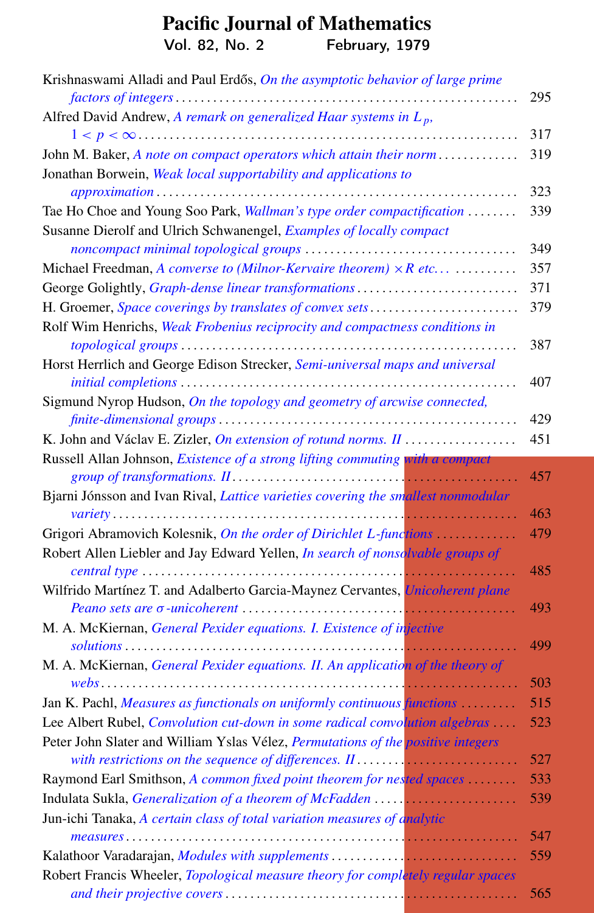# Pacific Journal of Mathematics

**Vol. 82, No. 2 February, 1979**

Krishnaswami Alladi and Paul Erdős, *On the asymptotic behavior of large prime factors of integers* . . . 295

Alfred David Andrew, *A remark on generalized Haar systems in $L_p$, $1 < p < \infty$* . . . 317

John M. Baker, *A note on compact operators which attain their norm* . . . 319

Jonathan Borwein, *Weak local supportability and applications to approximation* . . . 323

Tae Ho Choe and Young Soo Park, *Wallman's type order compactification* . . . 339

Susanne Dierolf and Ulrich Schwanengel, *Examples of locally compact noncompact minimal topological groups* . . . 349

Michael Freedman, *A converse to (Milnor-Kervaire theorem) $\times R$ etc...* . . . 357

George Golightly, *Graph-dense linear transformations* . . . 371

H. Groemer, *Space coverings by translates of convex sets* . . . 379

Rolf Wim Henrichs, *Weak Frobenius reciprocity and compactness conditions in topological groups* . . . 387

Horst Herrlich and George Edison Strecker, *Semi-universal maps and universal initial completions* . . . 407

Sigmund Nyrop Hudson, *On the topology and geometry of arcwise connected, finite-dimensional groups* . . . 429

K. John and Václav E. Zizler, *On extension of rotund norms. II* . . . 451

Russell Allan Johnson, *Existence of a strong lifting commuting with a compact group of transformations. II* . . . 457

Bjarni Jónsson and Ivan Rival, *Lattice varieties covering the smallest nonmodular variety* . . . 463

Grigori Abramovich Kolesnik, *On the order of Dirichlet $L$-functions* . . . 479

Robert Allen Liebler and Jay Edward Yellen, *In search of nonsolvable groups of central type* . . . 485

Wilfrido Martínez T. and Adalberto Garcia-Maynez Cervantes, *Unicoherent plane Peano sets are $\sigma$-unicoherent* . . . 493

M. A. McKiernan, *General Pexider equations. I. Existence of injective solutions* . . . 499

M. A. McKiernan, *General Pexider equations. II. An application of the theory of webs* . . . 503

Jan K. Pachl, *Measures as functionals on uniformly continuous functions* . . . 515

Lee Albert Rubel, *Convolution cut-down in some radical convolution algebras* . . . 523

Peter John Slater and William Yslas Vélez, *Permutations of the positive integers with restrictions on the sequence of differences. II* . . . 527

Raymond Earl Smithson, *A common fixed point theorem for nested spaces* . . . 533

Indulata Sukla, *Generalization of a theorem of McFadden* . . . 539

Jun-ichi Tanaka, *A certain class of total variation measures of analytic measures* . . . 547

Kalathoor Varadarajan, *Modules with supplements* . . . 559

Robert Francis Wheeler, *Topological measure theory for completely regular spaces and their projective covers* . . . 565